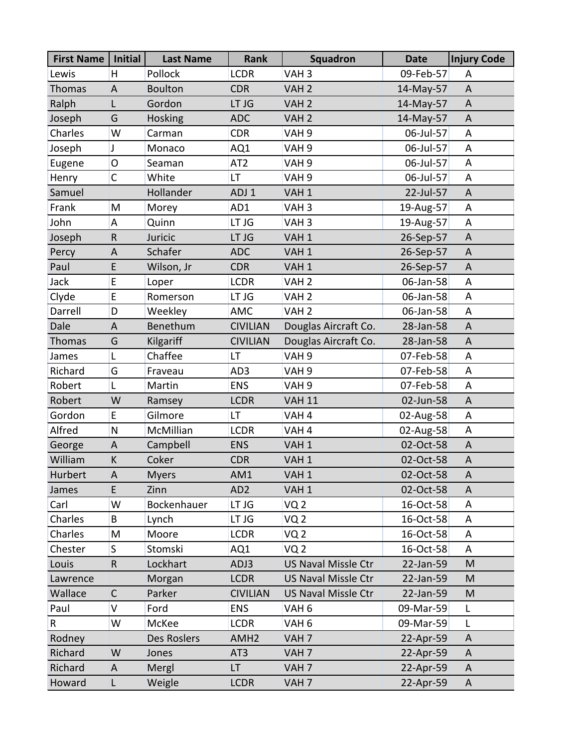| First Name | Initial | Last Name | Rank | Squadron | Date | Injury Code |
|---|---|---|---|---|---|---|
| Lewis | H | Pollock | LCDR | VAH 3 | 09-Feb-57 | A |
| Thomas | A | Boulton | CDR | VAH 2 | 14-May-57 | A |
| Ralph | L | Gordon | LT JG | VAH 2 | 14-May-57 | A |
| Joseph | G | Hosking | ADC | VAH 2 | 14-May-57 | A |
| Charles | W | Carman | CDR | VAH 9 | 06-Jul-57 | A |
| Joseph | J | Monaco | AQ1 | VAH 9 | 06-Jul-57 | A |
| Eugene | O | Seaman | AT2 | VAH 9 | 06-Jul-57 | A |
| Henry | C | White | LT | VAH 9 | 06-Jul-57 | A |
| Samuel | | Hollander | ADJ 1 | VAH 1 | 22-Jul-57 | A |
| Frank | M | Morey | AD1 | VAH 3 | 19-Aug-57 | A |
| John | A | Quinn | LT JG | VAH 3 | 19-Aug-57 | A |
| Joseph | R | Juricic | LT JG | VAH 1 | 26-Sep-57 | A |
| Percy | A | Schafer | ADC | VAH 1 | 26-Sep-57 | A |
| Paul | E | Wilson, Jr | CDR | VAH 1 | 26-Sep-57 | A |
| Jack | E | Loper | LCDR | VAH 2 | 06-Jan-58 | A |
| Clyde | E | Romerson | LT JG | VAH 2 | 06-Jan-58 | A |
| Darrell | D | Weekley | AMC | VAH 2 | 06-Jan-58 | A |
| Dale | A | Benethum | CIVILIAN | Douglas Aircraft Co. | 28-Jan-58 | A |
| Thomas | G | Kilgariff | CIVILIAN | Douglas Aircraft Co. | 28-Jan-58 | A |
| James | L | Chaffee | LT | VAH 9 | 07-Feb-58 | A |
| Richard | G | Fraveau | AD3 | VAH 9 | 07-Feb-58 | A |
| Robert | L | Martin | ENS | VAH 9 | 07-Feb-58 | A |
| Robert | W | Ramsey | LCDR | VAH 11 | 02-Jun-58 | A |
| Gordon | E | Gilmore | LT | VAH 4 | 02-Aug-58 | A |
| Alfred | N | McMillian | LCDR | VAH 4 | 02-Aug-58 | A |
| George | A | Campbell | ENS | VAH 1 | 02-Oct-58 | A |
| William | K | Coker | CDR | VAH 1 | 02-Oct-58 | A |
| Hurbert | A | Myers | AM1 | VAH 1 | 02-Oct-58 | A |
| James | E | Zinn | AD2 | VAH 1 | 02-Oct-58 | A |
| Carl | W | Bockenhauer | LT JG | VQ 2 | 16-Oct-58 | A |
| Charles | B | Lynch | LT JG | VQ 2 | 16-Oct-58 | A |
| Charles | M | Moore | LCDR | VQ 2 | 16-Oct-58 | A |
| Chester | S | Stomski | AQ1 | VQ 2 | 16-Oct-58 | A |
| Louis | R | Lockhart | ADJ3 | US Naval Missle Ctr | 22-Jan-59 | M |
| Lawrence | | Morgan | LCDR | US Naval Missle Ctr | 22-Jan-59 | M |
| Wallace | C | Parker | CIVILIAN | US Naval Missle Ctr | 22-Jan-59 | M |
| Paul | V | Ford | ENS | VAH 6 | 09-Mar-59 | L |
| R | W | McKee | LCDR | VAH 6 | 09-Mar-59 | L |
| Rodney | | Des Roslers | AMH2 | VAH 7 | 22-Apr-59 | A |
| Richard | W | Jones | AT3 | VAH 7 | 22-Apr-59 | A |
| Richard | A | Mergl | LT | VAH 7 | 22-Apr-59 | A |
| Howard | L | Weigle | LCDR | VAH 7 | 22-Apr-59 | A |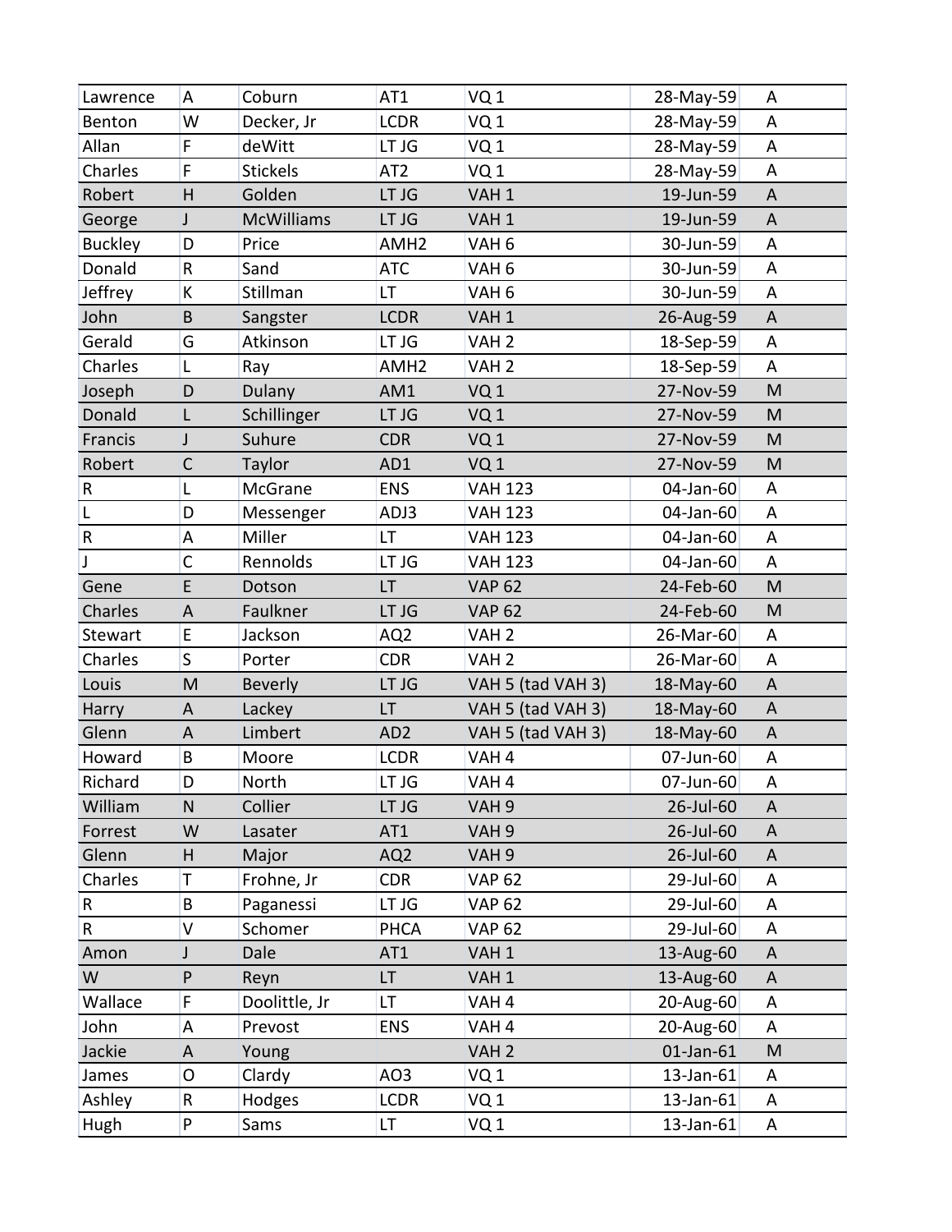| | | | | | | |
|---|---|---|---|---|---|---|
| Lawrence | A | Coburn | AT1 | VQ 1 | 28-May-59 | A |
| Benton | W | Decker, Jr | LCDR | VQ 1 | 28-May-59 | A |
| Allan | F | deWitt | LT JG | VQ 1 | 28-May-59 | A |
| Charles | F | Stickels | AT2 | VQ 1 | 28-May-59 | A |
| Robert | H | Golden | LT JG | VAH 1 | 19-Jun-59 | A |
| George | J | McWilliams | LT JG | VAH 1 | 19-Jun-59 | A |
| Buckley | D | Price | AMH2 | VAH 6 | 30-Jun-59 | A |
| Donald | R | Sand | ATC | VAH 6 | 30-Jun-59 | A |
| Jeffrey | K | Stillman | LT | VAH 6 | 30-Jun-59 | A |
| John | B | Sangster | LCDR | VAH 1 | 26-Aug-59 | A |
| Gerald | G | Atkinson | LT JG | VAH 2 | 18-Sep-59 | A |
| Charles | L | Ray | AMH2 | VAH 2 | 18-Sep-59 | A |
| Joseph | D | Dulany | AM1 | VQ 1 | 27-Nov-59 | M |
| Donald | L | Schillinger | LT JG | VQ 1 | 27-Nov-59 | M |
| Francis | J | Suhure | CDR | VQ 1 | 27-Nov-59 | M |
| Robert | C | Taylor | AD1 | VQ 1 | 27-Nov-59 | M |
| R | L | McGrane | ENS | VAH 123 | 04-Jan-60 | A |
| L | D | Messenger | ADJ3 | VAH 123 | 04-Jan-60 | A |
| R | A | Miller | LT | VAH 123 | 04-Jan-60 | A |
| J | C | Rennolds | LT JG | VAH 123 | 04-Jan-60 | A |
| Gene | E | Dotson | LT | VAP 62 | 24-Feb-60 | M |
| Charles | A | Faulkner | LT JG | VAP 62 | 24-Feb-60 | M |
| Stewart | E | Jackson | AQ2 | VAH 2 | 26-Mar-60 | A |
| Charles | S | Porter | CDR | VAH 2 | 26-Mar-60 | A |
| Louis | M | Beverly | LT JG | VAH 5 (tad VAH 3) | 18-May-60 | A |
| Harry | A | Lackey | LT | VAH 5 (tad VAH 3) | 18-May-60 | A |
| Glenn | A | Limbert | AD2 | VAH 5 (tad VAH 3) | 18-May-60 | A |
| Howard | B | Moore | LCDR | VAH 4 | 07-Jun-60 | A |
| Richard | D | North | LT JG | VAH 4 | 07-Jun-60 | A |
| William | N | Collier | LT JG | VAH 9 | 26-Jul-60 | A |
| Forrest | W | Lasater | AT1 | VAH 9 | 26-Jul-60 | A |
| Glenn | H | Major | AQ2 | VAH 9 | 26-Jul-60 | A |
| Charles | T | Frohne, Jr | CDR | VAP 62 | 29-Jul-60 | A |
| R | B | Paganessi | LT JG | VAP 62 | 29-Jul-60 | A |
| R | V | Schomer | PHCA | VAP 62 | 29-Jul-60 | A |
| Amon | J | Dale | AT1 | VAH 1 | 13-Aug-60 | A |
| W | P | Reyn | LT | VAH 1 | 13-Aug-60 | A |
| Wallace | F | Doolittle, Jr | LT | VAH 4 | 20-Aug-60 | A |
| John | A | Prevost | ENS | VAH 4 | 20-Aug-60 | A |
| Jackie | A | Young | | VAH 2 | 01-Jan-61 | M |
| James | O | Clardy | AO3 | VQ 1 | 13-Jan-61 | A |
| Ashley | R | Hodges | LCDR | VQ 1 | 13-Jan-61 | A |
| Hugh | P | Sams | LT | VQ 1 | 13-Jan-61 | A |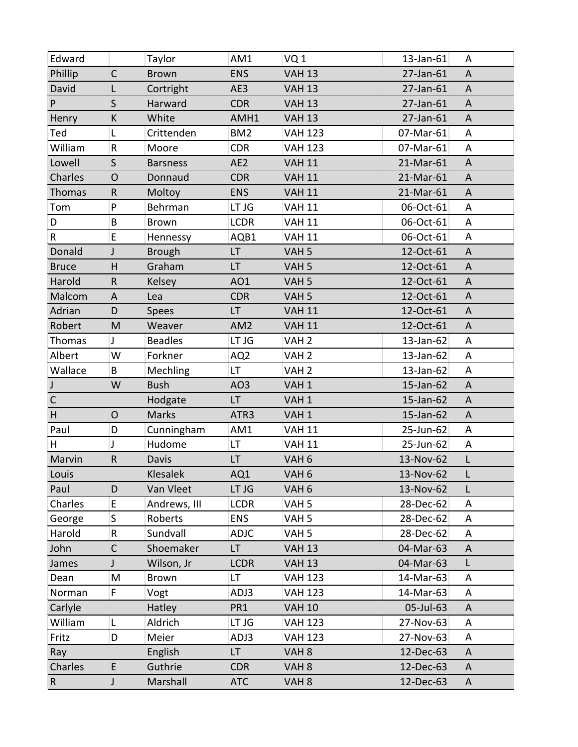| | | | | | | |
|---|---|---|---|---|---|---|
| Edward | | Taylor | AM1 | VQ 1 | 13-Jan-61 | A |
| Phillip | C | Brown | ENS | VAH 13 | 27-Jan-61 | A |
| David | L | Cortright | AE3 | VAH 13 | 27-Jan-61 | A |
| P | S | Harward | CDR | VAH 13 | 27-Jan-61 | A |
| Henry | K | White | AMH1 | VAH 13 | 27-Jan-61 | A |
| Ted | L | Crittenden | BM2 | VAH 123 | 07-Mar-61 | A |
| William | R | Moore | CDR | VAH 123 | 07-Mar-61 | A |
| Lowell | S | Barsness | AE2 | VAH 11 | 21-Mar-61 | A |
| Charles | O | Donnaud | CDR | VAH 11 | 21-Mar-61 | A |
| Thomas | R | Moltoy | ENS | VAH 11 | 21-Mar-61 | A |
| Tom | P | Behrman | LT JG | VAH 11 | 06-Oct-61 | A |
| D | B | Brown | LCDR | VAH 11 | 06-Oct-61 | A |
| R | E | Hennessy | AQB1 | VAH 11 | 06-Oct-61 | A |
| Donald | J | Brough | LT | VAH 5 | 12-Oct-61 | A |
| Bruce | H | Graham | LT | VAH 5 | 12-Oct-61 | A |
| Harold | R | Kelsey | AO1 | VAH 5 | 12-Oct-61 | A |
| Malcom | A | Lea | CDR | VAH 5 | 12-Oct-61 | A |
| Adrian | D | Spees | LT | VAH 11 | 12-Oct-61 | A |
| Robert | M | Weaver | AM2 | VAH 11 | 12-Oct-61 | A |
| Thomas | J | Beadles | LT JG | VAH 2 | 13-Jan-62 | A |
| Albert | W | Forkner | AQ2 | VAH 2 | 13-Jan-62 | A |
| Wallace | B | Mechling | LT | VAH 2 | 13-Jan-62 | A |
| J | W | Bush | AO3 | VAH 1 | 15-Jan-62 | A |
| C | | Hodgate | LT | VAH 1 | 15-Jan-62 | A |
| H | O | Marks | ATR3 | VAH 1 | 15-Jan-62 | A |
| Paul | D | Cunningham | AM1 | VAH 11 | 25-Jun-62 | A |
| H | J | Hudome | LT | VAH 11 | 25-Jun-62 | A |
| Marvin | R | Davis | LT | VAH 6 | 13-Nov-62 | L |
| Louis | | Klesalek | AQ1 | VAH 6 | 13-Nov-62 | L |
| Paul | D | Van Vleet | LT JG | VAH 6 | 13-Nov-62 | L |
| Charles | E | Andrews, III | LCDR | VAH 5 | 28-Dec-62 | A |
| George | S | Roberts | ENS | VAH 5 | 28-Dec-62 | A |
| Harold | R | Sundvall | ADJC | VAH 5 | 28-Dec-62 | A |
| John | C | Shoemaker | LT | VAH 13 | 04-Mar-63 | A |
| James | J | Wilson, Jr | LCDR | VAH 13 | 04-Mar-63 | L |
| Dean | M | Brown | LT | VAH 123 | 14-Mar-63 | A |
| Norman | F | Vogt | ADJ3 | VAH 123 | 14-Mar-63 | A |
| Carlyle | | Hatley | PR1 | VAH 10 | 05-Jul-63 | A |
| William | L | Aldrich | LT JG | VAH 123 | 27-Nov-63 | A |
| Fritz | D | Meier | ADJ3 | VAH 123 | 27-Nov-63 | A |
| Ray | | English | LT | VAH 8 | 12-Dec-63 | A |
| Charles | E | Guthrie | CDR | VAH 8 | 12-Dec-63 | A |
| R | J | Marshall | ATC | VAH 8 | 12-Dec-63 | A |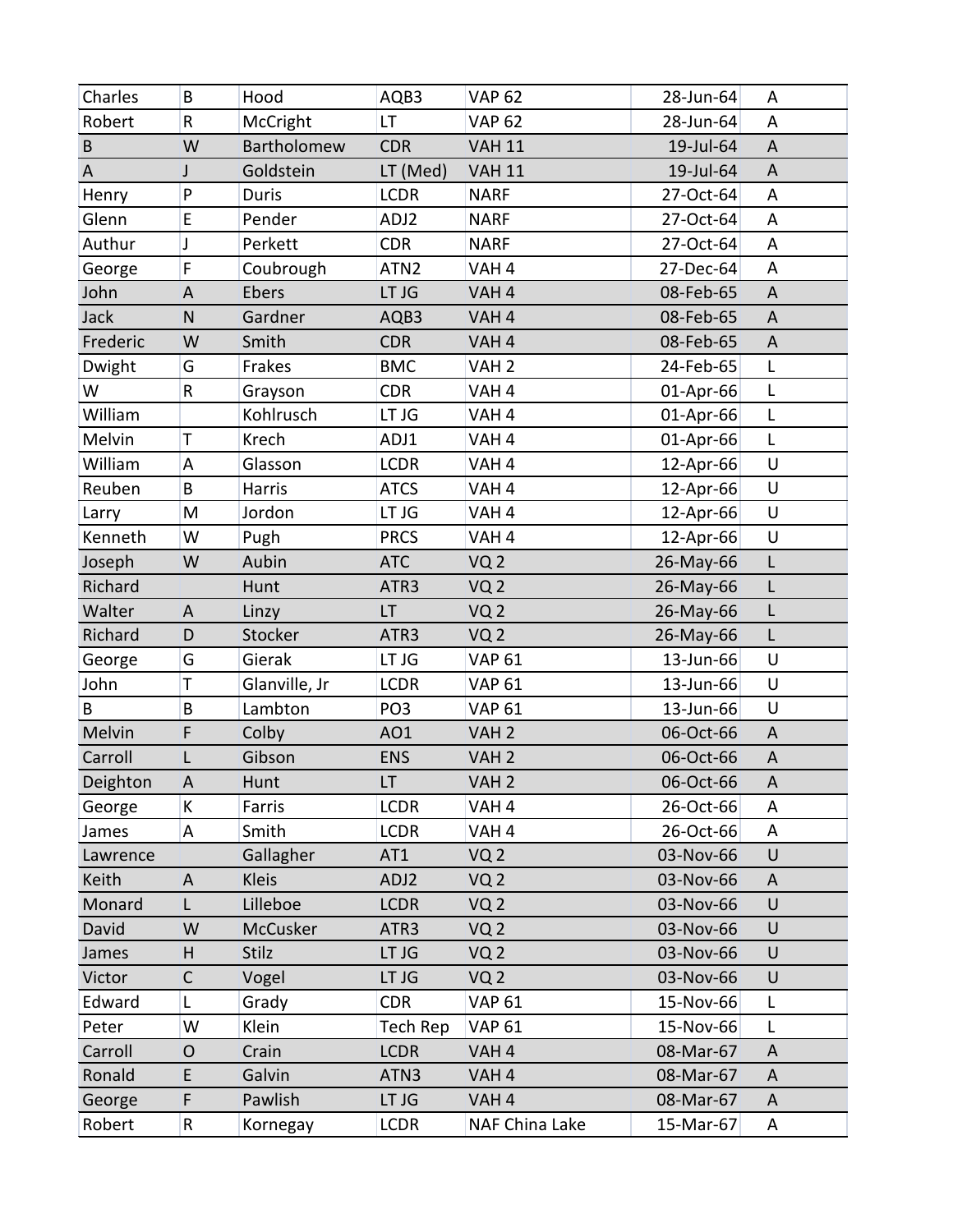| | | | | | | |
|---|---|---|---|---|---|---|
| Charles | B | Hood | AQB3 | VAP 62 | 28-Jun-64 | A |
| Robert | R | McCright | LT | VAP 62 | 28-Jun-64 | A |
| B | W | Bartholomew | CDR | VAH 11 | 19-Jul-64 | A |
| A | J | Goldstein | LT (Med) | VAH 11 | 19-Jul-64 | A |
| Henry | P | Duris | LCDR | NARF | 27-Oct-64 | A |
| Glenn | E | Pender | ADJ2 | NARF | 27-Oct-64 | A |
| Authur | J | Perkett | CDR | NARF | 27-Oct-64 | A |
| George | F | Coubrough | ATN2 | VAH 4 | 27-Dec-64 | A |
| John | A | Ebers | LT JG | VAH 4 | 08-Feb-65 | A |
| Jack | N | Gardner | AQB3 | VAH 4 | 08-Feb-65 | A |
| Frederic | W | Smith | CDR | VAH 4 | 08-Feb-65 | A |
| Dwight | G | Frakes | BMC | VAH 2 | 24-Feb-65 | L |
| W | R | Grayson | CDR | VAH 4 | 01-Apr-66 | L |
| William | | Kohlrusch | LT JG | VAH 4 | 01-Apr-66 | L |
| Melvin | T | Krech | ADJ1 | VAH 4 | 01-Apr-66 | L |
| William | A | Glasson | LCDR | VAH 4 | 12-Apr-66 | U |
| Reuben | B | Harris | ATCS | VAH 4 | 12-Apr-66 | U |
| Larry | M | Jordon | LT JG | VAH 4 | 12-Apr-66 | U |
| Kenneth | W | Pugh | PRCS | VAH 4 | 12-Apr-66 | U |
| Joseph | W | Aubin | ATC | VQ 2 | 26-May-66 | L |
| Richard | | Hunt | ATR3 | VQ 2 | 26-May-66 | L |
| Walter | A | Linzy | LT | VQ 2 | 26-May-66 | L |
| Richard | D | Stocker | ATR3 | VQ 2 | 26-May-66 | L |
| George | G | Gierak | LT JG | VAP 61 | 13-Jun-66 | U |
| John | T | Glanville, Jr | LCDR | VAP 61 | 13-Jun-66 | U |
| B | B | Lambton | PO3 | VAP 61 | 13-Jun-66 | U |
| Melvin | F | Colby | AO1 | VAH 2 | 06-Oct-66 | A |
| Carroll | L | Gibson | ENS | VAH 2 | 06-Oct-66 | A |
| Deighton | A | Hunt | LT | VAH 2 | 06-Oct-66 | A |
| George | K | Farris | LCDR | VAH 4 | 26-Oct-66 | A |
| James | A | Smith | LCDR | VAH 4 | 26-Oct-66 | A |
| Lawrence | | Gallagher | AT1 | VQ 2 | 03-Nov-66 | U |
| Keith | A | Kleis | ADJ2 | VQ 2 | 03-Nov-66 | A |
| Monard | L | Lilleboe | LCDR | VQ 2 | 03-Nov-66 | U |
| David | W | McCusker | ATR3 | VQ 2 | 03-Nov-66 | U |
| James | H | Stilz | LT JG | VQ 2 | 03-Nov-66 | U |
| Victor | C | Vogel | LT JG | VQ 2 | 03-Nov-66 | U |
| Edward | L | Grady | CDR | VAP 61 | 15-Nov-66 | L |
| Peter | W | Klein | Tech Rep | VAP 61 | 15-Nov-66 | L |
| Carroll | O | Crain | LCDR | VAH 4 | 08-Mar-67 | A |
| Ronald | E | Galvin | ATN3 | VAH 4 | 08-Mar-67 | A |
| George | F | Pawlish | LT JG | VAH 4 | 08-Mar-67 | A |
| Robert | R | Kornegay | LCDR | NAF China Lake | 15-Mar-67 | A |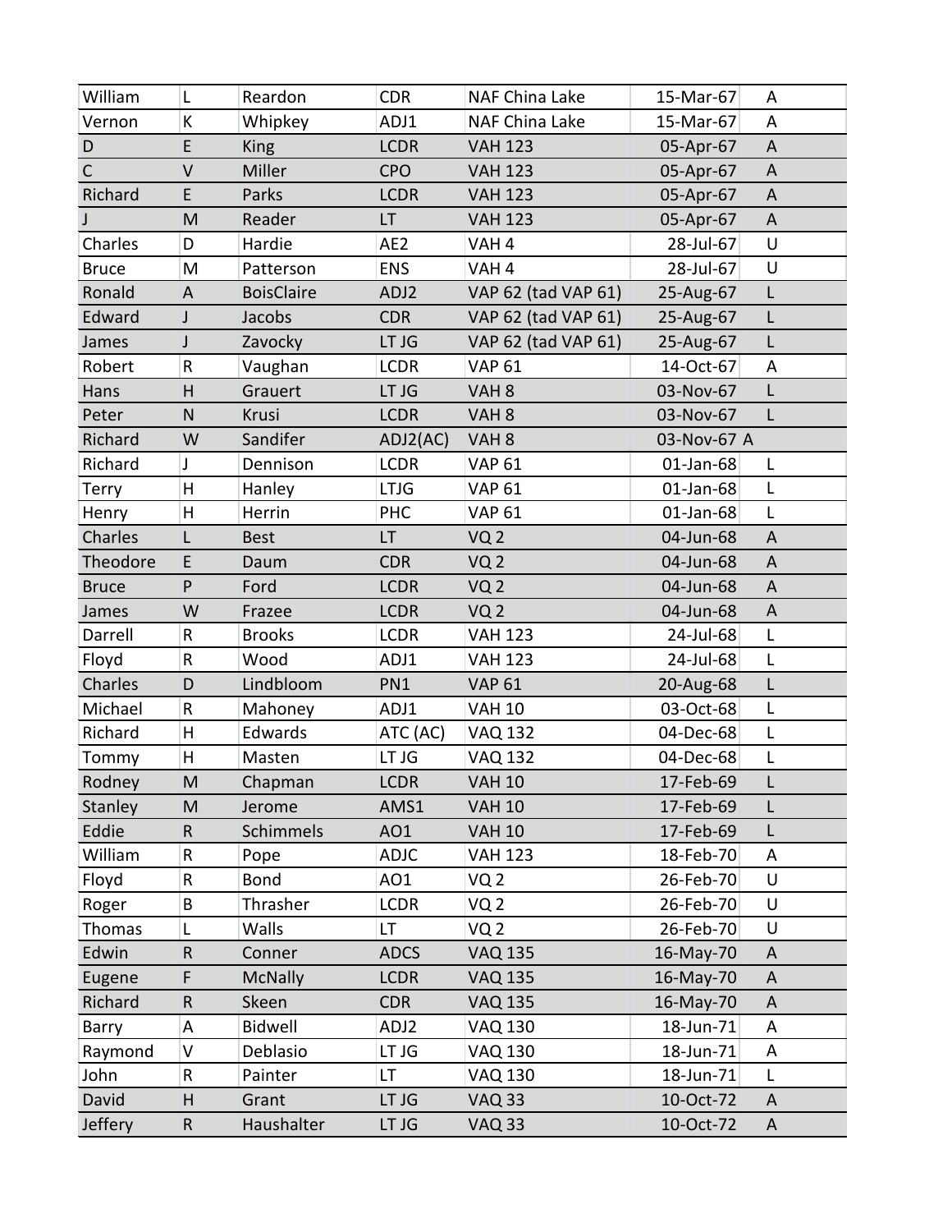| | | | | | | |
|---|---|---|---|---|---|---|
| William | L | Reardon | CDR | NAF China Lake | 15-Mar-67 | A |
| Vernon | K | Whipkey | ADJ1 | NAF China Lake | 15-Mar-67 | A |
| D | E | King | LCDR | VAH 123 | 05-Apr-67 | A |
| C | V | Miller | CPO | VAH 123 | 05-Apr-67 | A |
| Richard | E | Parks | LCDR | VAH 123 | 05-Apr-67 | A |
| J | M | Reader | LT | VAH 123 | 05-Apr-67 | A |
| Charles | D | Hardie | AE2 | VAH 4 | 28-Jul-67 | U |
| Bruce | M | Patterson | ENS | VAH 4 | 28-Jul-67 | U |
| Ronald | A | BoisClaire | ADJ2 | VAP 62 (tad VAP 61) | 25-Aug-67 | L |
| Edward | J | Jacobs | CDR | VAP 62 (tad VAP 61) | 25-Aug-67 | L |
| James | J | Zavocky | LT JG | VAP 62 (tad VAP 61) | 25-Aug-67 | L |
| Robert | R | Vaughan | LCDR | VAP 61 | 14-Oct-67 | A |
| Hans | H | Grauert | LT JG | VAH 8 | 03-Nov-67 | L |
| Peter | N | Krusi | LCDR | VAH 8 | 03-Nov-67 | L |
| Richard | W | Sandifer | ADJ2(AC) | VAH 8 | 03-Nov-67 A | |
| Richard | J | Dennison | LCDR | VAP 61 | 01-Jan-68 | L |
| Terry | H | Hanley | LTJG | VAP 61 | 01-Jan-68 | L |
| Henry | H | Herrin | PHC | VAP 61 | 01-Jan-68 | L |
| Charles | L | Best | LT | VQ 2 | 04-Jun-68 | A |
| Theodore | E | Daum | CDR | VQ 2 | 04-Jun-68 | A |
| Bruce | P | Ford | LCDR | VQ 2 | 04-Jun-68 | A |
| James | W | Frazee | LCDR | VQ 2 | 04-Jun-68 | A |
| Darrell | R | Brooks | LCDR | VAH 123 | 24-Jul-68 | L |
| Floyd | R | Wood | ADJ1 | VAH 123 | 24-Jul-68 | L |
| Charles | D | Lindbloom | PN1 | VAP 61 | 20-Aug-68 | L |
| Michael | R | Mahoney | ADJ1 | VAH 10 | 03-Oct-68 | L |
| Richard | H | Edwards | ATC (AC) | VAQ 132 | 04-Dec-68 | L |
| Tommy | H | Masten | LT JG | VAQ 132 | 04-Dec-68 | L |
| Rodney | M | Chapman | LCDR | VAH 10 | 17-Feb-69 | L |
| Stanley | M | Jerome | AMS1 | VAH 10 | 17-Feb-69 | L |
| Eddie | R | Schimmels | AO1 | VAH 10 | 17-Feb-69 | L |
| William | R | Pope | ADJC | VAH 123 | 18-Feb-70 | A |
| Floyd | R | Bond | AO1 | VQ 2 | 26-Feb-70 | U |
| Roger | B | Thrasher | LCDR | VQ 2 | 26-Feb-70 | U |
| Thomas | L | Walls | LT | VQ 2 | 26-Feb-70 | U |
| Edwin | R | Conner | ADCS | VAQ 135 | 16-May-70 | A |
| Eugene | F | McNally | LCDR | VAQ 135 | 16-May-70 | A |
| Richard | R | Skeen | CDR | VAQ 135 | 16-May-70 | A |
| Barry | A | Bidwell | ADJ2 | VAQ 130 | 18-Jun-71 | A |
| Raymond | V | Deblasio | LT JG | VAQ 130 | 18-Jun-71 | A |
| John | R | Painter | LT | VAQ 130 | 18-Jun-71 | L |
| David | H | Grant | LT JG | VAQ 33 | 10-Oct-72 | A |
| Jeffery | R | Haushalter | LT JG | VAQ 33 | 10-Oct-72 | A |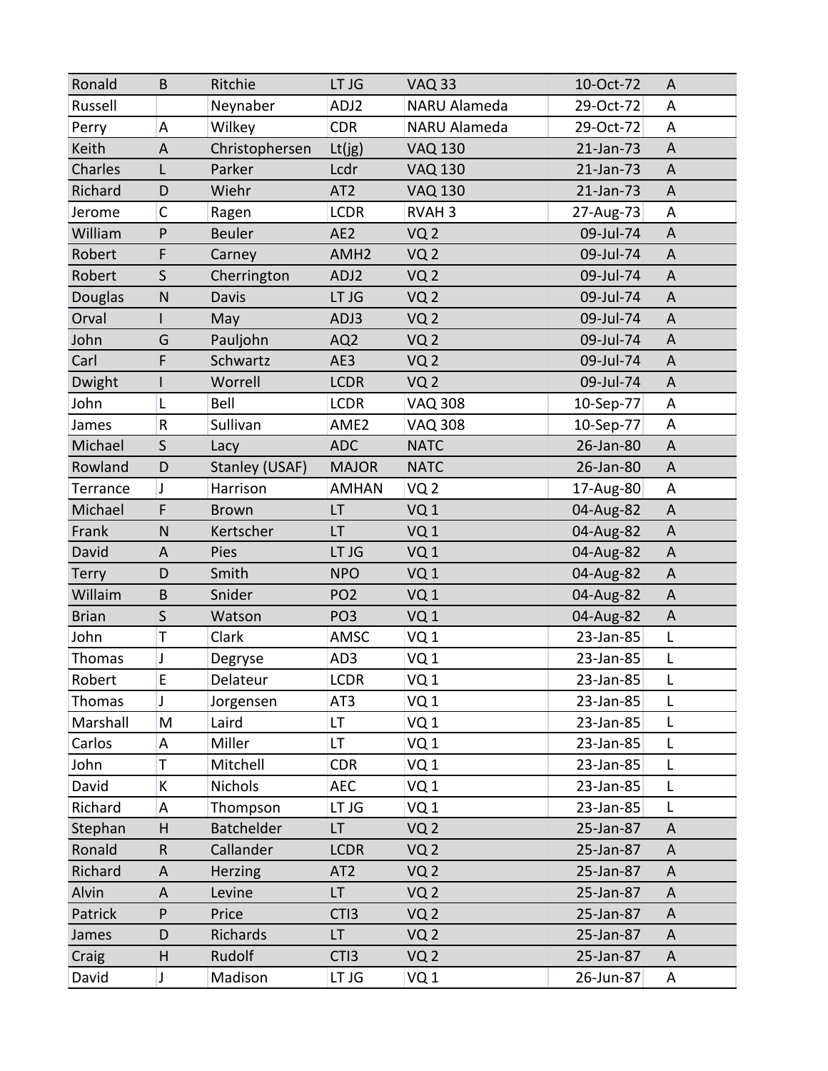| | | | | | | |
|---|---|---|---|---|---|---|
| Ronald | B | Ritchie | LT JG | VAQ 33 | 10-Oct-72 | A |
| Russell | | Neynaber | ADJ2 | NARU Alameda | 29-Oct-72 | A |
| Perry | A | Wilkey | CDR | NARU Alameda | 29-Oct-72 | A |
| Keith | A | Christophersen | Lt(jg) | VAQ 130 | 21-Jan-73 | A |
| Charles | L | Parker | Lcdr | VAQ 130 | 21-Jan-73 | A |
| Richard | D | Wiehr | AT2 | VAQ 130 | 21-Jan-73 | A |
| Jerome | C | Ragen | LCDR | RVAH 3 | 27-Aug-73 | A |
| William | P | Beuler | AE2 | VQ 2 | 09-Jul-74 | A |
| Robert | F | Carney | AMH2 | VQ 2 | 09-Jul-74 | A |
| Robert | S | Cherrington | ADJ2 | VQ 2 | 09-Jul-74 | A |
| Douglas | N | Davis | LT JG | VQ 2 | 09-Jul-74 | A |
| Orval | I | May | ADJ3 | VQ 2 | 09-Jul-74 | A |
| John | G | Pauljohn | AQ2 | VQ 2 | 09-Jul-74 | A |
| Carl | F | Schwartz | AE3 | VQ 2 | 09-Jul-74 | A |
| Dwight | I | Worrell | LCDR | VQ 2 | 09-Jul-74 | A |
| John | L | Bell | LCDR | VAQ 308 | 10-Sep-77 | A |
| James | R | Sullivan | AME2 | VAQ 308 | 10-Sep-77 | A |
| Michael | S | Lacy | ADC | NATC | 26-Jan-80 | A |
| Rowland | D | Stanley (USAF) | MAJOR | NATC | 26-Jan-80 | A |
| Terrance | J | Harrison | AMHAN | VQ 2 | 17-Aug-80 | A |
| Michael | F | Brown | LT | VQ 1 | 04-Aug-82 | A |
| Frank | N | Kertscher | LT | VQ 1 | 04-Aug-82 | A |
| David | A | Pies | LT JG | VQ 1 | 04-Aug-82 | A |
| Terry | D | Smith | NPO | VQ 1 | 04-Aug-82 | A |
| Willaim | B | Snider | PO2 | VQ 1 | 04-Aug-82 | A |
| Brian | S | Watson | PO3 | VQ 1 | 04-Aug-82 | A |
| John | T | Clark | AMSC | VQ 1 | 23-Jan-85 | L |
| Thomas | J | Degryse | AD3 | VQ 1 | 23-Jan-85 | L |
| Robert | E | Delateur | LCDR | VQ 1 | 23-Jan-85 | L |
| Thomas | J | Jorgensen | AT3 | VQ 1 | 23-Jan-85 | L |
| Marshall | M | Laird | LT | VQ 1 | 23-Jan-85 | L |
| Carlos | A | Miller | LT | VQ 1 | 23-Jan-85 | L |
| John | T | Mitchell | CDR | VQ 1 | 23-Jan-85 | L |
| David | K | Nichols | AEC | VQ 1 | 23-Jan-85 | L |
| Richard | A | Thompson | LT JG | VQ 1 | 23-Jan-85 | L |
| Stephan | H | Batchelder | LT | VQ 2 | 25-Jan-87 | A |
| Ronald | R | Callander | LCDR | VQ 2 | 25-Jan-87 | A |
| Richard | A | Herzing | AT2 | VQ 2 | 25-Jan-87 | A |
| Alvin | A | Levine | LT | VQ 2 | 25-Jan-87 | A |
| Patrick | P | Price | CTI3 | VQ 2 | 25-Jan-87 | A |
| James | D | Richards | LT | VQ 2 | 25-Jan-87 | A |
| Craig | H | Rudolf | CTI3 | VQ 2 | 25-Jan-87 | A |
| David | J | Madison | LT JG | VQ 1 | 26-Jun-87 | A |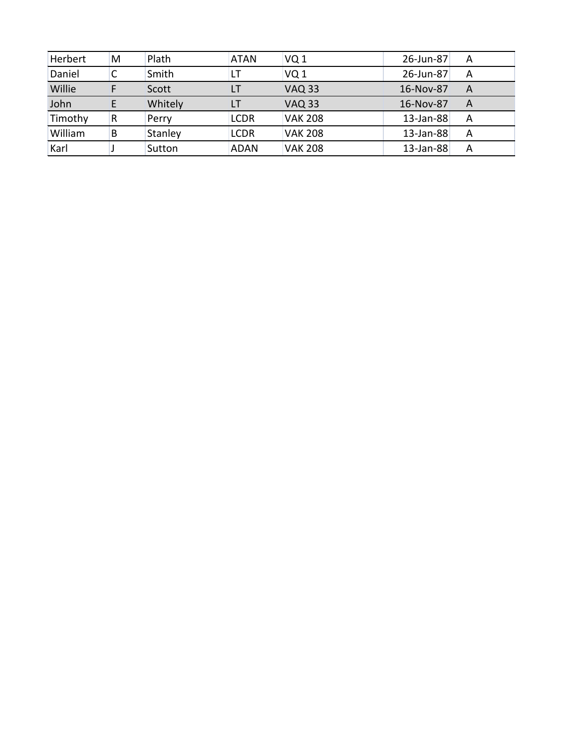| | | | | | | |
|---|---|---|---|---|---|---|
| Herbert | M | Plath | ATAN | VQ 1 | 26-Jun-87 | A |
| Daniel | C | Smith | LT | VQ 1 | 26-Jun-87 | A |
| Willie | F | Scott | LT | VAQ 33 | 16-Nov-87 | A |
| John | E | Whitely | LT | VAQ 33 | 16-Nov-87 | A |
| Timothy | R | Perry | LCDR | VAK 208 | 13-Jan-88 | A |
| William | B | Stanley | LCDR | VAK 208 | 13-Jan-88 | A |
| Karl | J | Sutton | ADAN | VAK 208 | 13-Jan-88 | A |